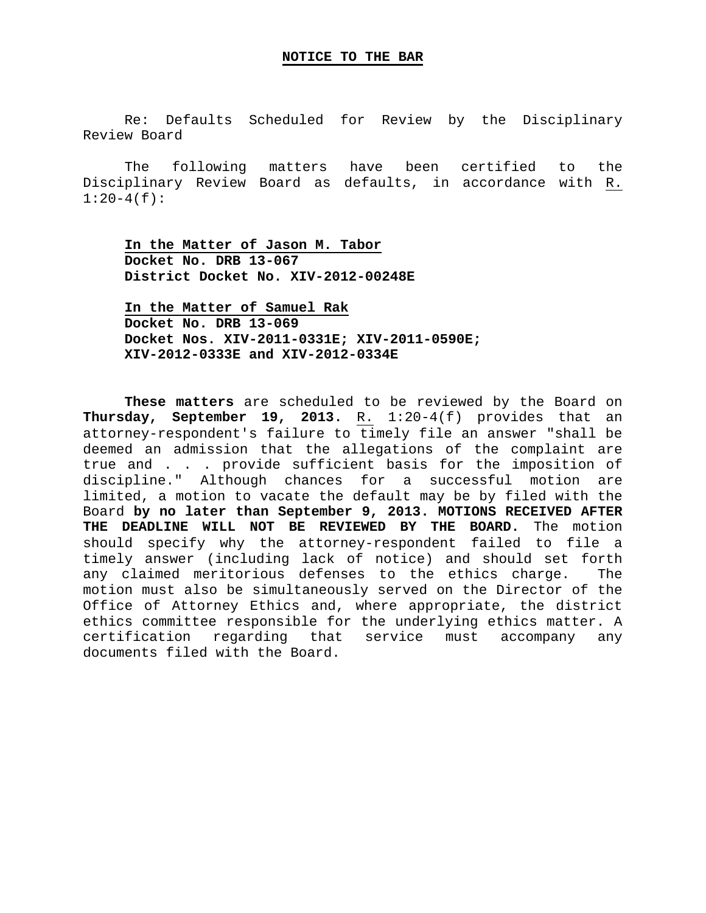# NOTICE TO THE BAR

Re: Defaults Scheduled for Review by the Disciplinary Review Board

The following matters have been certified to the Disciplinary Review Board as defaults, in accordance with R. 1:20-4(f):

**In the Matter of Jason M. Tabor**
**Docket No. DRB 13-067**
**District Docket No. XIV-2012-00248E**

**In the Matter of Samuel Rak**
**Docket No. DRB 13-069**
**Docket Nos. XIV-2011-0331E; XIV-2011-0590E; XIV-2012-0333E and XIV-2012-0334E**

**These matters** are scheduled to be reviewed by the Board on **Thursday, September 19, 2013.** R. 1:20-4(f) provides that an attorney-respondent's failure to timely file an answer "shall be deemed an admission that the allegations of the complaint are true and . . . provide sufficient basis for the imposition of discipline." Although chances for a successful motion are limited, a motion to vacate the default may be by filed with the Board **by no later than September 9, 2013. MOTIONS RECEIVED AFTER THE DEADLINE WILL NOT BE REVIEWED BY THE BOARD.** The motion should specify why the attorney-respondent failed to file a timely answer (including lack of notice) and should set forth any claimed meritorious defenses to the ethics charge. The motion must also be simultaneously served on the Director of the Office of Attorney Ethics and, where appropriate, the district ethics committee responsible for the underlying ethics matter. A certification regarding that service must accompany any documents filed with the Board.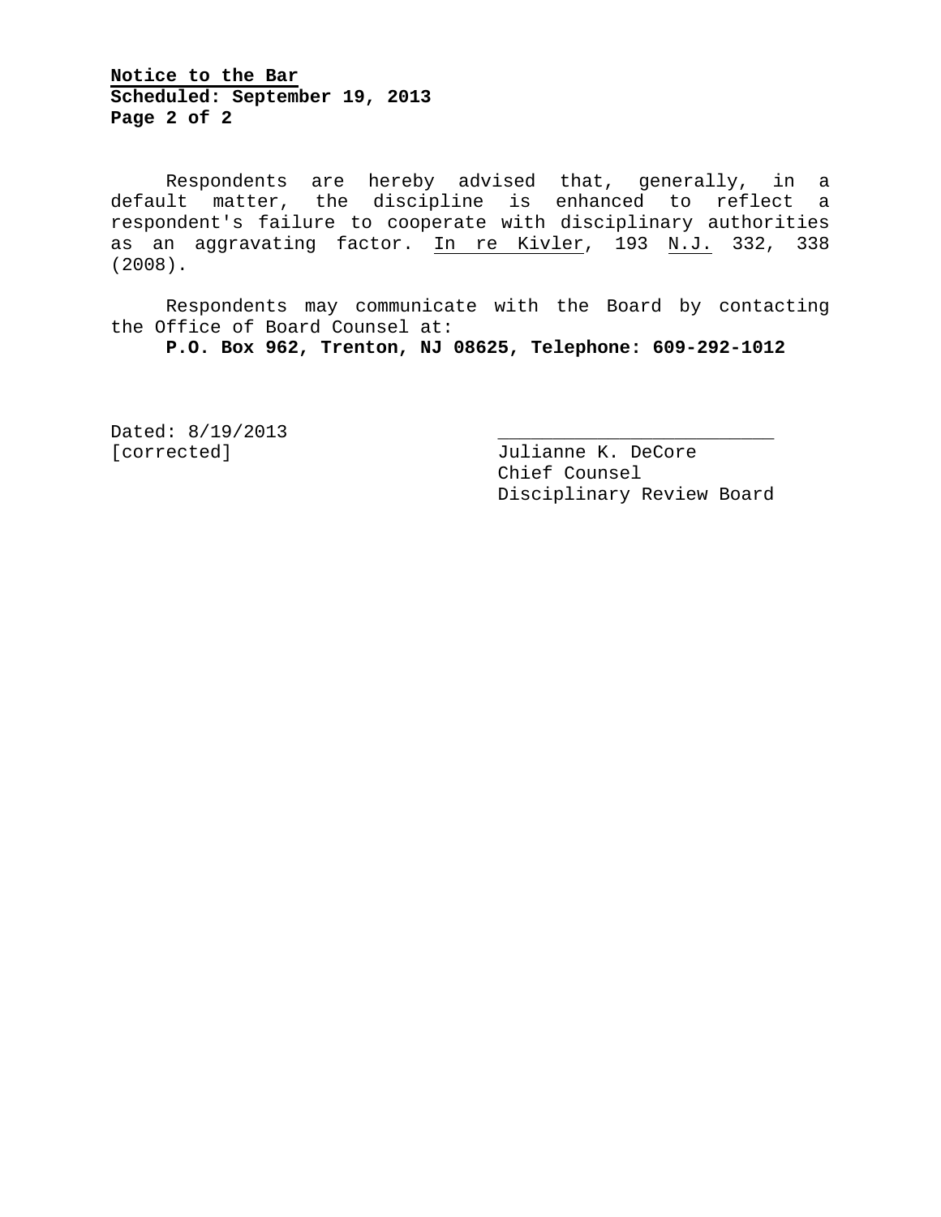Respondents are hereby advised that, generally, in a default matter, the discipline is enhanced to reflect a respondent's failure to cooperate with disciplinary authorities as an aggravating factor. In re Kivler, 193 N.J. 332, 338 (2008).

Respondents may communicate with the Board by contacting the Office of Board Counsel at:

**P.O. Box 962, Trenton, NJ 08625, Telephone: 609-292-1012**

Dated: 8/19/2013
[corrected]

_________________________
Julianne K. DeCore
Chief Counsel
Disciplinary Review Board